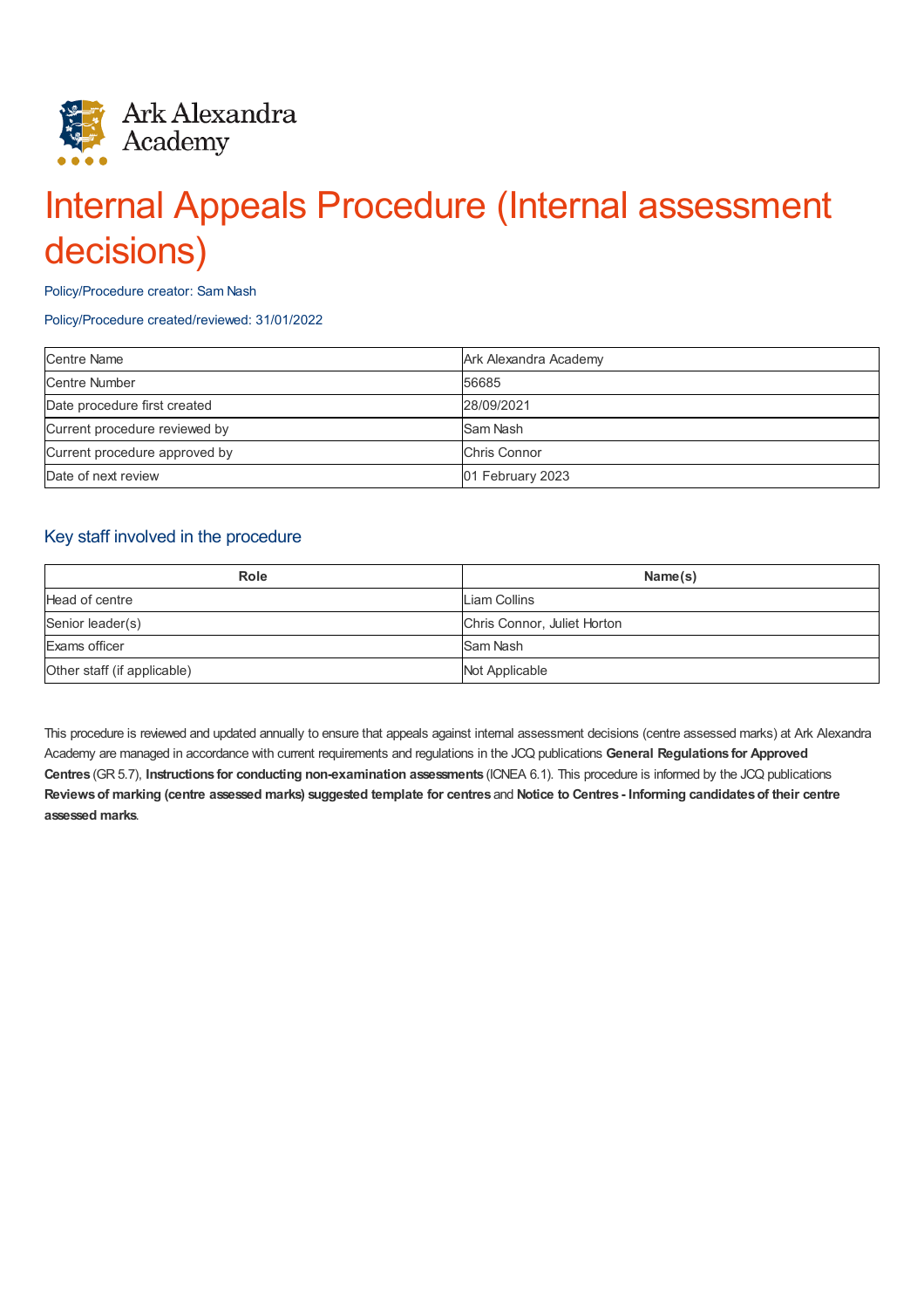Ark Alexandra Academy

# Internal Appeals Procedure (Internal assessment decisions)

Policy/Procedure creator: Sam Nash

Policy/Procedure created/reviewed: 31/01/2022

| Centre Name | Ark Alexandra Academy |
|---|---|
| Centre Number | 56685 |
| Date procedure first created | 28/09/2021 |
| Current procedure reviewed by | Sam Nash |
| Current procedure approved by | Chris Connor |
| Date of next review | 01 February 2023 |

## Key staff involved in the procedure

| Role | Name(s) |
|---|---|
| Head of centre | Liam Collins |
| Senior leader(s) | Chris Connor, Juliet Horton |
| Exams officer | Sam Nash |
| Other staff (if applicable) | Not Applicable |

This procedure is reviewed and updated annually to ensure that appeals against internal assessment decisions (centre assessed marks) at Ark Alexandra Academy are managed in accordance with current requirements and regulations in the JCQ publications **General Regulations for Approved Centres** (GR 5.7), **Instructions for conducting non-examination assessments** (ICNEA 6.1). This procedure is informed by the JCQ publications **Reviews of marking (centre assessed marks) suggested template for centres** and **Notice to Centres - Informing candidates of their centre assessed marks**.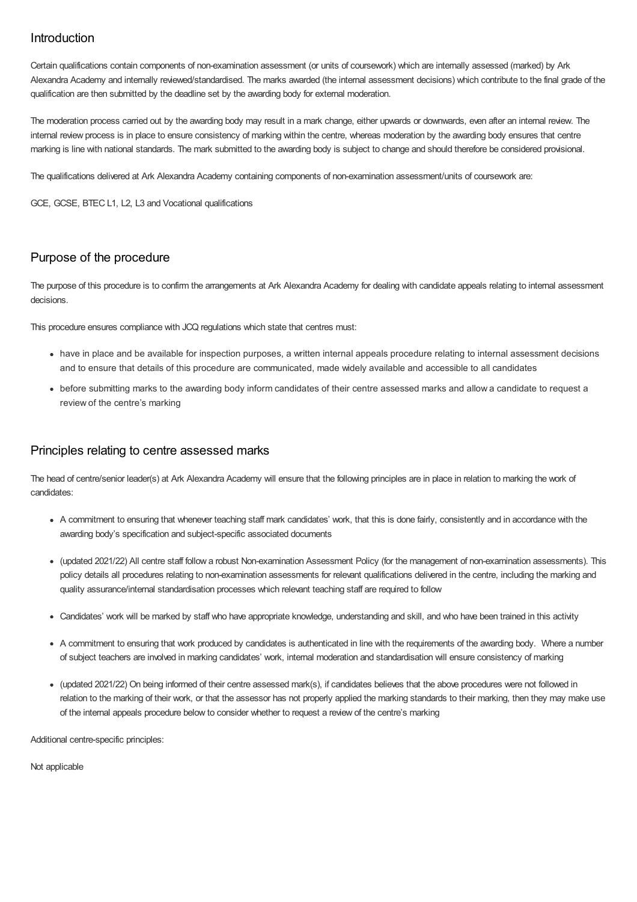## Introduction

Certain qualifications contain components of non-examination assessment (or units of coursework) which are internally assessed (marked) by Ark Alexandra Academy and internally reviewed/standardised. The marks awarded (the internal assessment decisions) which contribute to the final grade of the qualification are then submitted by the deadline set by the awarding body for external moderation.

The moderation process carried out by the awarding body may result in a mark change, either upwards or downwards, even after an internal review. The internal review process is in place to ensure consistency of marking within the centre, whereas moderation by the awarding body ensures that centre marking is line with national standards. The mark submitted to the awarding body is subject to change and should therefore be considered provisional.

The qualifications delivered at Ark Alexandra Academy containing components of non-examination assessment/units of coursework are:

GCE, GCSE, BTEC L1, L2, L3 and Vocational qualifications

## Purpose of the procedure

The purpose of this procedure is to confirm the arrangements at Ark Alexandra Academy for dealing with candidate appeals relating to internal assessment decisions.

This procedure ensures compliance with JCQ regulations which state that centres must:

- have in place and be available for inspection purposes, a written internal appeals procedure relating to internal assessment decisions and to ensure that details of this procedure are communicated, made widely available and accessible to all candidates
- before submitting marks to the awarding body inform candidates of their centre assessed marks and allow a candidate to request a review of the centre's marking

## Principles relating to centre assessed marks

The head of centre/senior leader(s) at Ark Alexandra Academy will ensure that the following principles are in place in relation to marking the work of candidates:

- A commitment to ensuring that whenever teaching staff mark candidates' work, that this is done fairly, consistently and in accordance with the awarding body's specification and subject-specific associated documents
- (updated 2021/22) All centre staff follow a robust Non-examination Assessment Policy (for the management of non-examination assessments). This policy details all procedures relating to non-examination assessments for relevant qualifications delivered in the centre, including the marking and quality assurance/internal standardisation processes which relevant teaching staff are required to follow
- Candidates' work will be marked by staff who have appropriate knowledge, understanding and skill, and who have been trained in this activity
- A commitment to ensuring that work produced by candidates is authenticated in line with the requirements of the awarding body. Where a number of subject teachers are involved in marking candidates' work, internal moderation and standardisation will ensure consistency of marking
- (updated 2021/22) On being informed of their centre assessed mark(s), if candidates believes that the above procedures were not followed in relation to the marking of their work, or that the assessor has not properly applied the marking standards to their marking, then they may make use of the internal appeals procedure below to consider whether to request a review of the centre's marking

Additional centre-specific principles:

Not applicable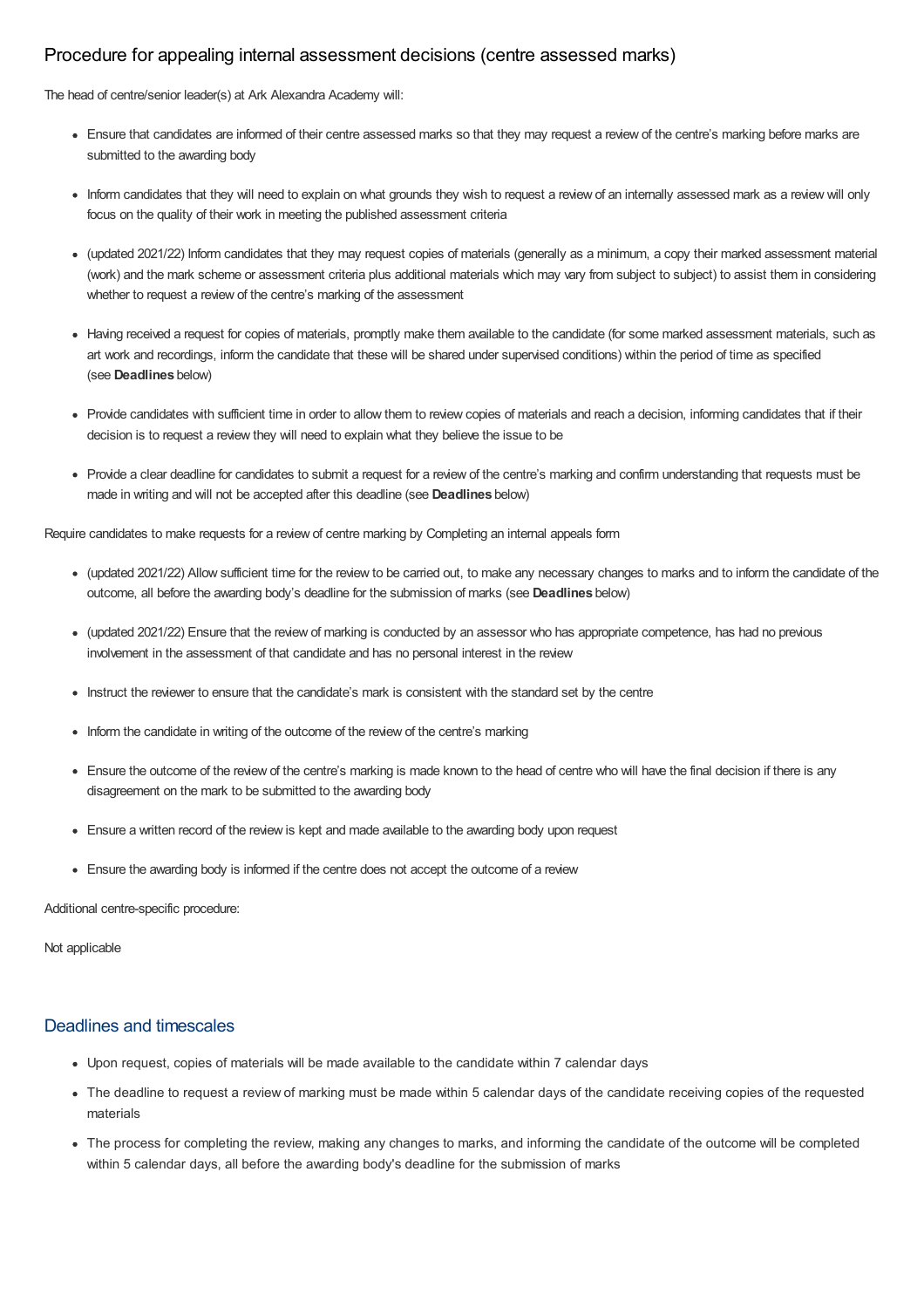## Procedure for appealing internal assessment decisions (centre assessed marks)

The head of centre/senior leader(s) at Ark Alexandra Academy will:

- Ensure that candidates are informed of their centre assessed marks so that they may request a review of the centre's marking before marks are submitted to the awarding body
- Inform candidates that they will need to explain on what grounds they wish to request a review of an internally assessed mark as a review will only focus on the quality of their work in meeting the published assessment criteria
- (updated 2021/22) Inform candidates that they may request copies of materials (generally as a minimum, a copy their marked assessment material (work) and the mark scheme or assessment criteria plus additional materials which may vary from subject to subject) to assist them in considering whether to request a review of the centre's marking of the assessment
- Having received a request for copies of materials, promptly make them available to the candidate (for some marked assessment materials, such as art work and recordings, inform the candidate that these will be shared under supervised conditions) within the period of time as specified (see **Deadlines** below)
- Provide candidates with sufficient time in order to allow them to review copies of materials and reach a decision, informing candidates that if their decision is to request a review they will need to explain what they believe the issue to be
- Provide a clear deadline for candidates to submit a request for a review of the centre's marking and confirm understanding that requests must be made in writing and will not be accepted after this deadline (see **Deadlines** below)

Require candidates to make requests for a review of centre marking by Completing an internal appeals form

- (updated 2021/22) Allow sufficient time for the review to be carried out, to make any necessary changes to marks and to inform the candidate of the outcome, all before the awarding body's deadline for the submission of marks (see **Deadlines** below)
- (updated 2021/22) Ensure that the review of marking is conducted by an assessor who has appropriate competence, has had no previous involvement in the assessment of that candidate and has no personal interest in the review
- Instruct the reviewer to ensure that the candidate's mark is consistent with the standard set by the centre
- Inform the candidate in writing of the outcome of the review of the centre's marking
- Ensure the outcome of the review of the centre's marking is made known to the head of centre who will have the final decision if there is any disagreement on the mark to be submitted to the awarding body
- Ensure a written record of the review is kept and made available to the awarding body upon request
- Ensure the awarding body is informed if the centre does not accept the outcome of a review

Additional centre-specific procedure:

Not applicable

## Deadlines and timescales

- Upon request, copies of materials will be made available to the candidate within 7 calendar days
- The deadline to request a review of marking must be made within 5 calendar days of the candidate receiving copies of the requested materials
- The process for completing the review, making any changes to marks, and informing the candidate of the outcome will be completed within 5 calendar days, all before the awarding body's deadline for the submission of marks